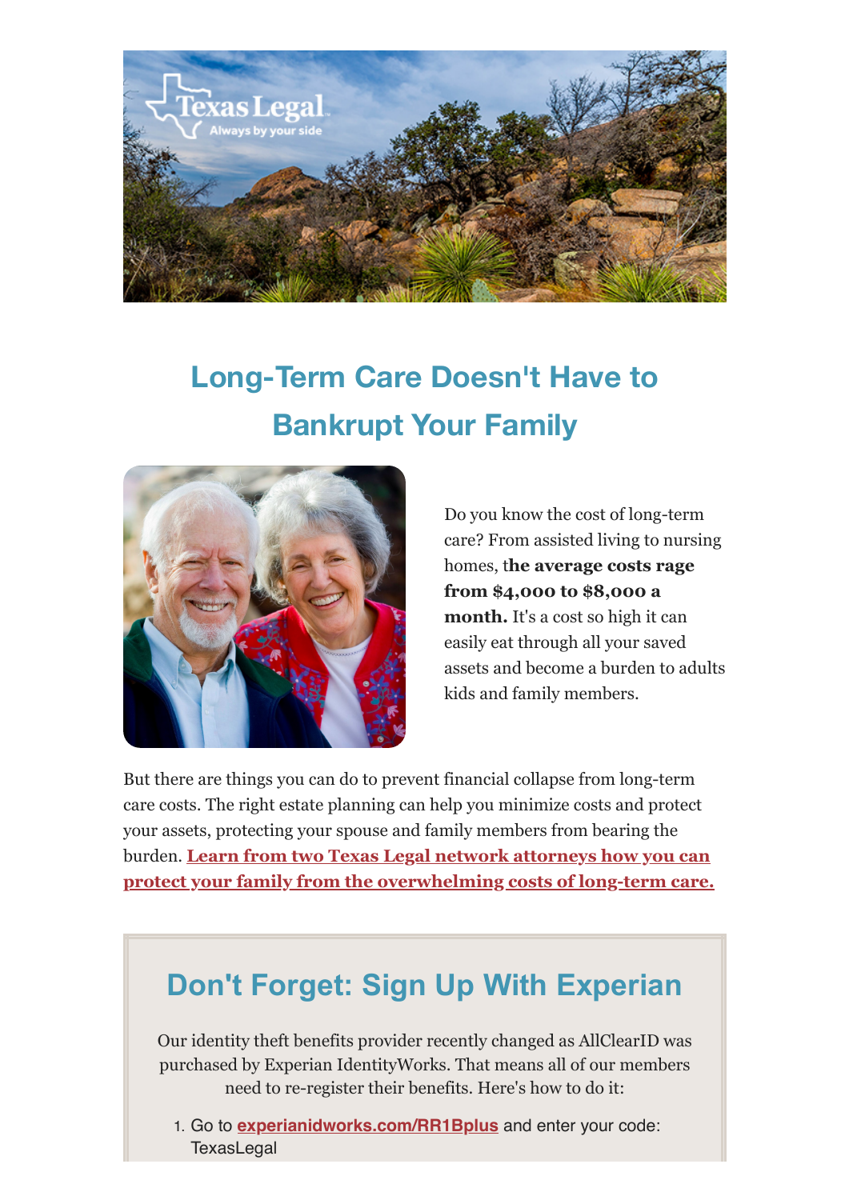# Long-Term Care Doesn't Have to Bankrupt Your Family

Do you know the cost of long-term care? From assisted living to nursing homes, t**he average costs rage from $4,000 to $8,000 a month.** It's a cost so high it can easily eat through all your saved assets and become a burden to adults kids and family members.

But there are things you can do to prevent financial collapse from long-term care costs. The right estate planning can help you minimize costs and protect your assets, protecting your spouse and family members from bearing the burden. **Learn from two Texas Legal network attorneys how you can protect your family from the overwhelming costs of long-term care.**

## Don't Forget: Sign Up With Experian

Our identity theft benefits provider recently changed as AllClearID was purchased by Experian IdentityWorks. That means all of our members need to re-register their benefits. Here's how to do it:

1. Go to **experianidworks.com/RR1Bplus** and enter your code: TexasLegal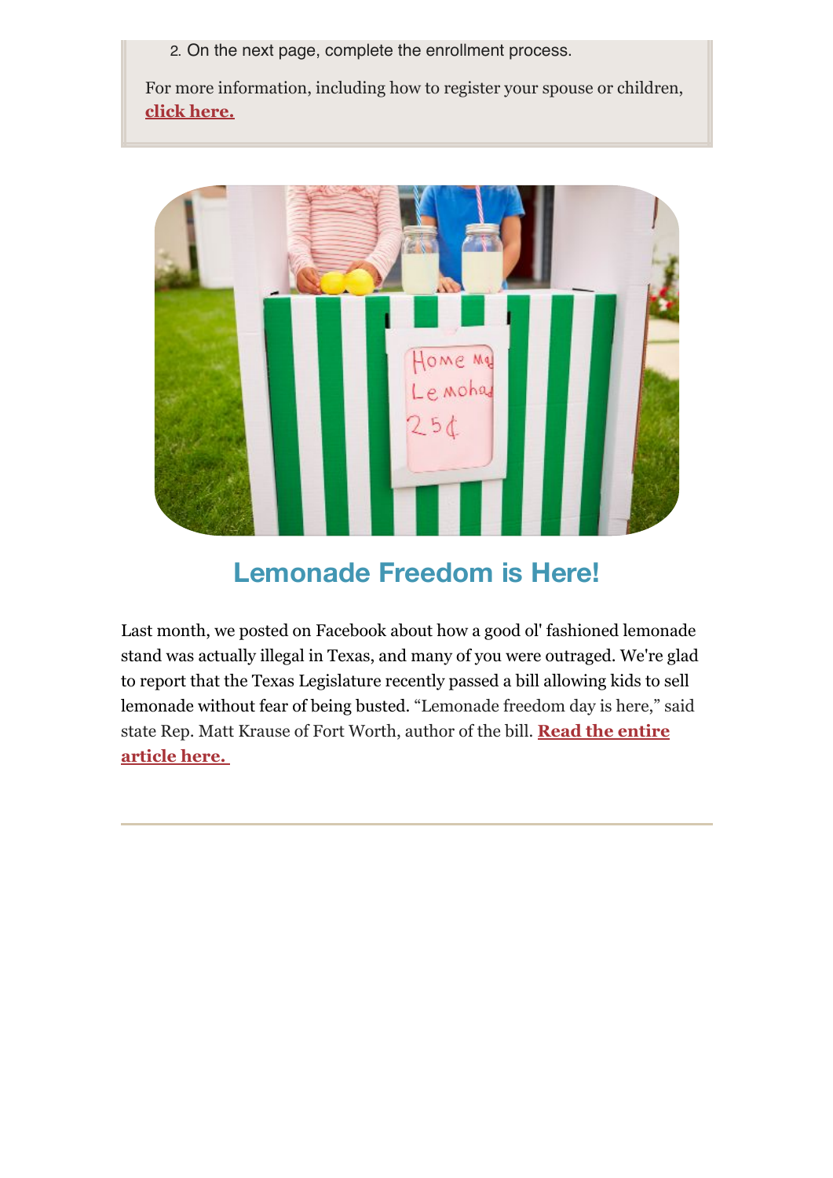2. On the next page, complete the enrollment process.

For more information, including how to register your spouse or children, **click here.**

## Lemonade Freedom is Here!

Last month, we posted on Facebook about how a good ol' fashioned lemonade stand was actually illegal in Texas, and many of you were outraged. We're glad to report that the Texas Legislature recently passed a bill allowing kids to sell lemonade without fear of being busted. “Lemonade freedom day is here,” said state Rep. Matt Krause of Fort Worth, author of the bill. **Read the entire article here.**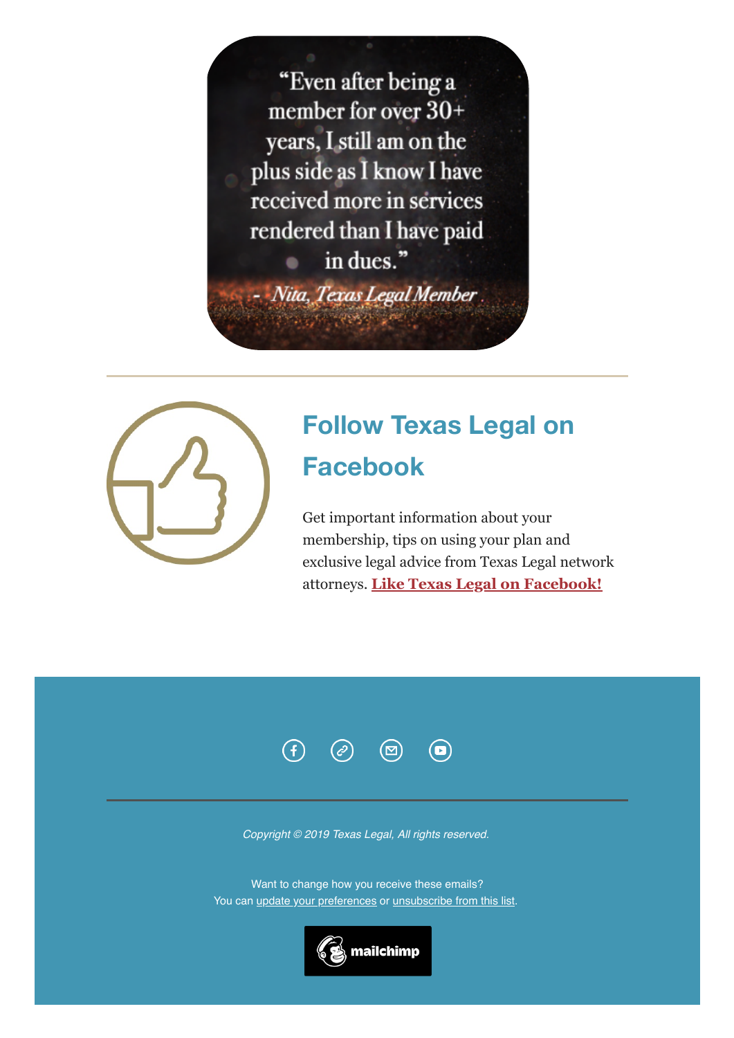"Even after being a member for over 30+ years, I still am on the plus side as I know I have received more in services rendered than I have paid in dues."

\- *Nita, Texas Legal Member*

---

## Follow Texas Legal on Facebook

Get important information about your membership, tips on using your plan and exclusive legal advice from Texas Legal network attorneys. **Like Texas Legal on Facebook!**

---

*Copyright © 2019 Texas Legal, All rights reserved.*

Want to change how you receive these emails?
You can update your preferences or unsubscribe from this list.

mailchimp